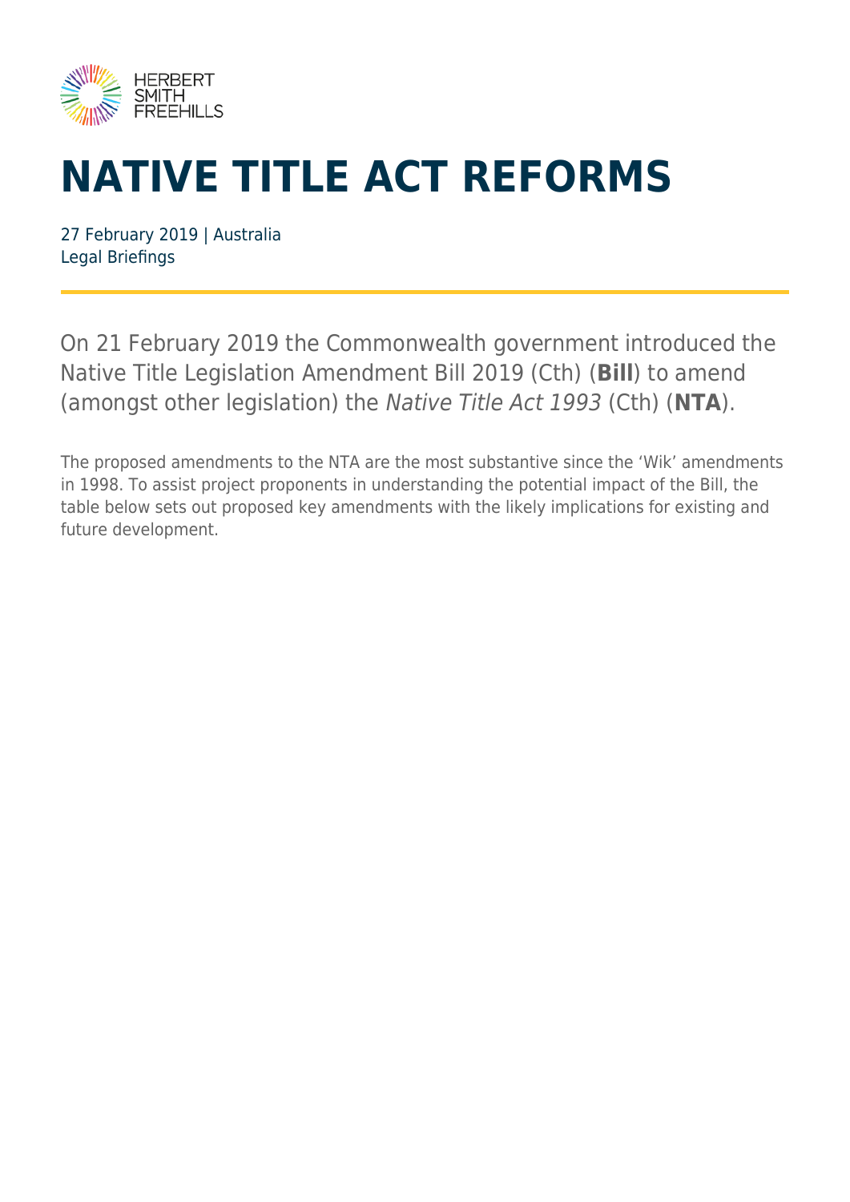HERBERT SMITH FREEHILLS

# NATIVE TITLE ACT REFORMS

27 February 2019 | Australia
Legal Briefings

On 21 February 2019 the Commonwealth government introduced the Native Title Legislation Amendment Bill 2019 (Cth) (**Bill**) to amend (amongst other legislation) the *Native Title Act 1993* (Cth) (**NTA**).

The proposed amendments to the NTA are the most substantive since the 'Wik' amendments in 1998. To assist project proponents in understanding the potential impact of the Bill, the table below sets out proposed key amendments with the likely implications for existing and future development.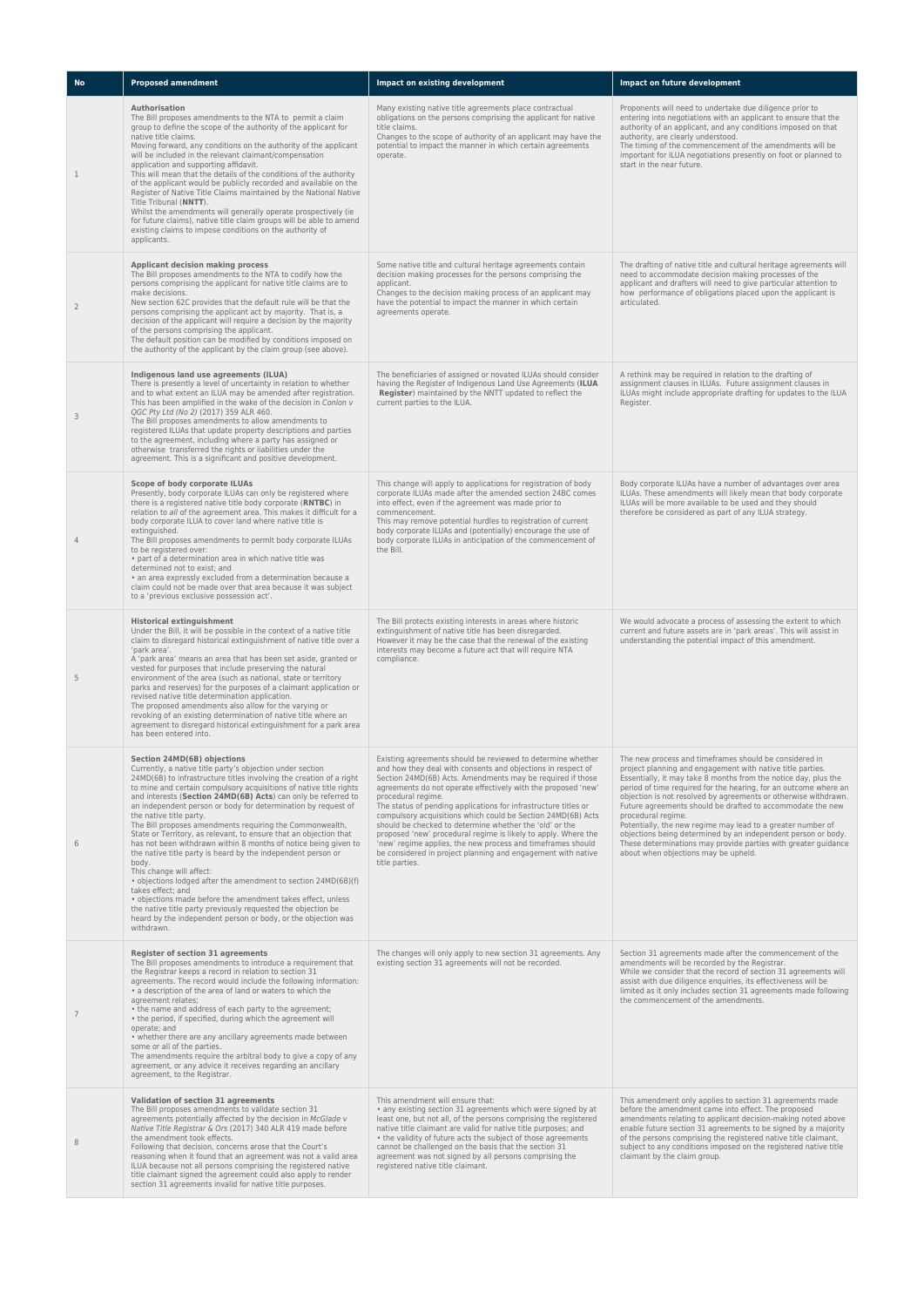| No | Proposed amendment | Impact on existing development | Impact on future development |
|---|---|---|---|
| 1 | **Authorisation**<br>The Bill proposes amendments to the NTA to permit a claim group to define the scope of the authority of the applicant for native title claims.<br>Moving forward, any conditions on the authority of the applicant will be included in the relevant claimant/compensation application and supporting affidavit.<br>This will mean that the details of the conditions of the authority of the applicant would be publicly recorded and available on the Register of Native Title Claims maintained by the National Native Title Tribunal (**NNTT**).<br>Whilst the amendments will generally operate prospectively (ie for future claims), native title claim groups will be able to amend existing claims to impose conditions on the authority of applicants. | Many existing native title agreements place contractual obligations on the persons comprising the applicant for native title claims.<br>Changes to the scope of authority of an applicant may have the potential to impact the manner in which certain agreements operate. | Proponents will need to undertake due diligence prior to entering into negotiations with an applicant to ensure that the authority of an applicant, and any conditions imposed on that authority, are clearly understood.<br>The timing of the commencement of the amendments will be important for ILUA negotiations presently on foot or planned to start in the near future. |
| 2 | **Applicant decision making process**<br>The Bill proposes amendments to the NTA to codify how the persons comprising the applicant for native title claims are to make decisions.<br>New section 62C provides that the default rule will be that the persons comprising the applicant act by majority. That is, a decision of the applicant will require a decision by the majority of the persons comprising the applicant.<br>The default position can be modified by conditions imposed on the authority of the applicant by the claim group (see above). | Some native title and cultural heritage agreements contain decision making processes for the persons comprising the applicant.<br>Changes to the decision making process of an applicant may have the potential to impact the manner in which certain agreements operate. | The drafting of native title and cultural heritage agreements will need to accommodate decision making processes of the applicant and drafters will need to give particular attention to how performance of obligations placed upon the applicant is articulated. |
| 3 | **Indigenous land use agreements (ILUA)**<br>There is presently a level of uncertainty in relation to whether and to what extent an ILUA may be amended after registration. This has been amplified in the wake of the decision in *Conlon v QGC Pty Ltd (No 2)* (2017) 359 ALR 460.<br>The Bill proposes amendments to allow amendments to registered ILUAs that update property descriptions and parties to the agreement, including where a party has assigned or otherwise transferred the rights or liabilities under the agreement. This is a significant and positive development. | The beneficiaries of assigned or novated ILUAs should consider having the Register of Indigenous Land Use Agreements (**ILUA Register**) maintained by the NNTT updated to reflect the current parties to the ILUA. | A rethink may be required in relation to the drafting of assignment clauses in ILUAs. Future assignment clauses in ILUAs might include appropriate drafting for updates to the ILUA Register. |
| 4 | **Scope of body corporate ILUAs**<br>Presently, body corporate ILUAs can only be registered where there is a registered native title body corporate (**RNTBC**) in relation to *all* of the agreement area. This makes it difficult for a body corporate ILUA to cover land where native title is extinguished.<br>The Bill proposes amendments to permit body corporate ILUAs to be registered over:<br>• part of a determination area in which native title was determined not to exist; and<br>• an area expressly excluded from a determination because a claim could not be made over that area because it was subject to a 'previous exclusive possession act'. | This change will apply to applications for registration of body corporate ILUAs made after the amended section 24BC comes into effect, even if the agreement was made prior to commencement.<br>This may remove potential hurdles to registration of current body corporate ILUAs and (potentially) encourage the use of body corporate ILUAs in anticipation of the commencement of the Bill. | Body corporate ILUAs have a number of advantages over area ILUAs. These amendments will likely mean that body corporate ILUAs will be more available to be used and they should therefore be considered as part of any ILUA strategy. |
| 5 | **Historical extinguishment**<br>Under the Bill, it will be possible in the context of a native title claim to disregard historical extinguishment of native title over a 'park area'.<br>A 'park area' means an area that has been set aside, granted or vested for purposes that include preserving the natural environment of the area (such as national, state or territory parks and reserves) for the purposes of a claimant application or revised native title determination application.<br>The proposed amendments also allow for the varying or revoking of an existing determination of native title where an agreement to disregard historical extinguishment for a park area has been entered into. | The Bill protects existing interests in areas where historic extinguishment of native title has been disregarded.<br>However it may be the case that the renewal of the existing interests may become a future act that will require NTA compliance. | We would advocate a process of assessing the extent to which current and future assets are in 'park areas'. This will assist in understanding the potential impact of this amendment. |
| 6 | **Section 24MD(6B) objections**<br>Currently, a native title party's objection under section 24MD(6B) to infrastructure titles involving the creation of a right to mine and certain compulsory acquisitions of native title rights and interests (**Section 24MD(6B) Acts**) can only be referred to an independent person or body for determination by request of the native title party.<br>The Bill proposes amendments requiring the Commonwealth, State or Territory, as relevant, to ensure that an objection that has not been withdrawn within 8 months of notice being given to the native title party is heard by the independent person or body.<br>This change will affect:<br>• objections lodged after the amendment to section 24MD(6B)(f) takes effect; and<br>• objections made before the amendment takes effect, unless the native title party previously requested the objection be heard by the independent person or body, or the objection was withdrawn. | Existing agreements should be reviewed to determine whether and how they deal with consents and objections in respect of Section 24MD(6B) Acts. Amendments may be required if those agreements do not operate effectively with the proposed 'new' procedural regime.<br>The status of pending applications for infrastructure titles or compulsory acquisitions which could be Section 24MD(6B) Acts should be checked to determine whether the 'old' or the proposed 'new' procedural regime is likely to apply. Where the 'new' regime applies, the new process and timeframes should be considered in project planning and engagement with native title parties. | The new process and timeframes should be considered in project planning and engagement with native title parties.<br>Essentially, it may take 8 months from the notice day, plus the period of time required for the hearing, for an outcome where an objection is not resolved by agreements or otherwise withdrawn.<br>Future agreements should be drafted to accommodate the new procedural regime.<br>Potentially, the new regime may lead to a greater number of objections being determined by an independent person or body. These determinations may provide parties with greater guidance about when objections may be upheld. |
| 7 | **Register of section 31 agreements**<br>The Bill proposes amendments to introduce a requirement that the Registrar keeps a record in relation to section 31 agreements. The record would include the following information:<br>• a description of the area of land or waters to which the agreement relates;<br>• the name and address of each party to the agreement;<br>• the period, if specified, during which the agreement will operate; and<br>• whether there are any ancillary agreements made between some or all of the parties.<br>The amendments require the arbitral body to give a copy of any agreement, or any advice it receives regarding an ancillary agreement, to the Registrar. | The changes will only apply to new section 31 agreements. Any existing section 31 agreements will not be recorded. | Section 31 agreements made after the commencement of the amendments will be recorded by the Registrar.<br>While we consider that the record of section 31 agreements will assist with due diligence enquiries, its effectiveness will be limited as it only includes section 31 agreements made following the commencement of the amendments. |
| 8 | **Validation of section 31 agreements**<br>The Bill proposes amendments to validate section 31 agreements potentially affected by the decision in *McGlade v Native Title Registrar & Ors* (2017) 340 ALR 419 made before the amendment took effects.<br>Following that decision, concerns arose that the Court's reasoning when it found that an agreement was not a valid area ILUA because not all persons comprising the registered native title claimant signed the agreement could also apply to render section 31 agreements invalid for native title purposes. | This amendment will ensure that:<br>• any existing section 31 agreements which were signed by at least one, but not all, of the persons comprising the registered native title claimant are valid for native title purposes; and<br>• the validity of future acts the subject of those agreements cannot be challenged on the basis that the section 31 agreement was not signed by all persons comprising the registered native title claimant. | This amendment only applies to section 31 agreements made before the amendment came into effect. The proposed amendments relating to applicant decision-making noted above enable future section 31 agreements to be signed by a majority of the persons comprising the registered native title claimant, subject to any conditions imposed on the registered native title claimant by the claim group. |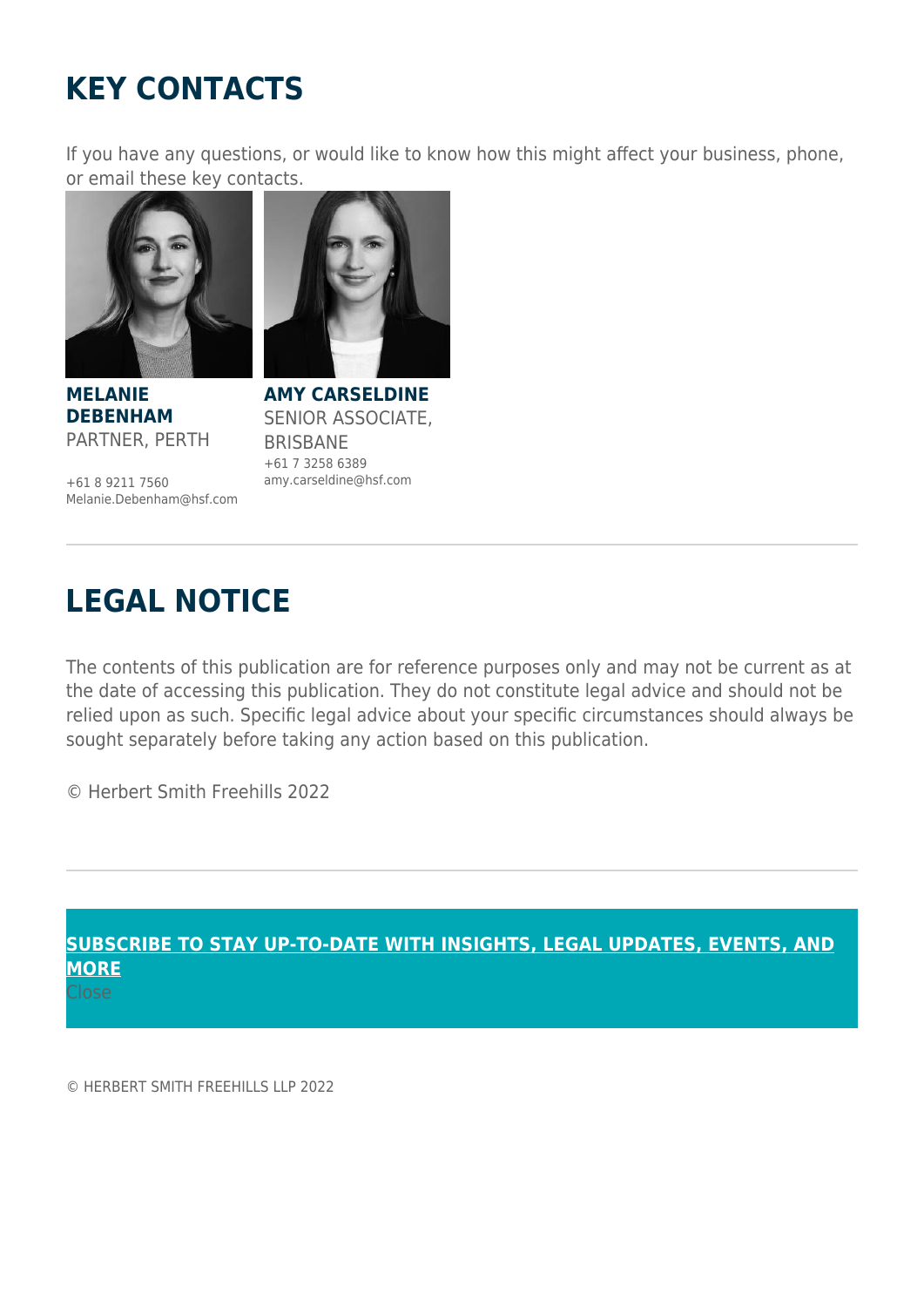## KEY CONTACTS

If you have any questions, or would like to know how this might affect your business, phone, or email these key contacts.

**MELANIE DEBENHAM**
PARTNER, PERTH

+61 8 9211 7560
Melanie.Debenham@hsf.com

**AMY CARSELDINE**
SENIOR ASSOCIATE, BRISBANE
+61 7 3258 6389
amy.carseldine@hsf.com

## LEGAL NOTICE

The contents of this publication are for reference purposes only and may not be current as at the date of accessing this publication. They do not constitute legal advice and should not be relied upon as such. Specific legal advice about your specific circumstances should always be sought separately before taking any action based on this publication.

© Herbert Smith Freehills 2022

**SUBSCRIBE TO STAY UP-TO-DATE WITH INSIGHTS, LEGAL UPDATES, EVENTS, AND MORE**
Close

© HERBERT SMITH FREEHILLS LLP 2022